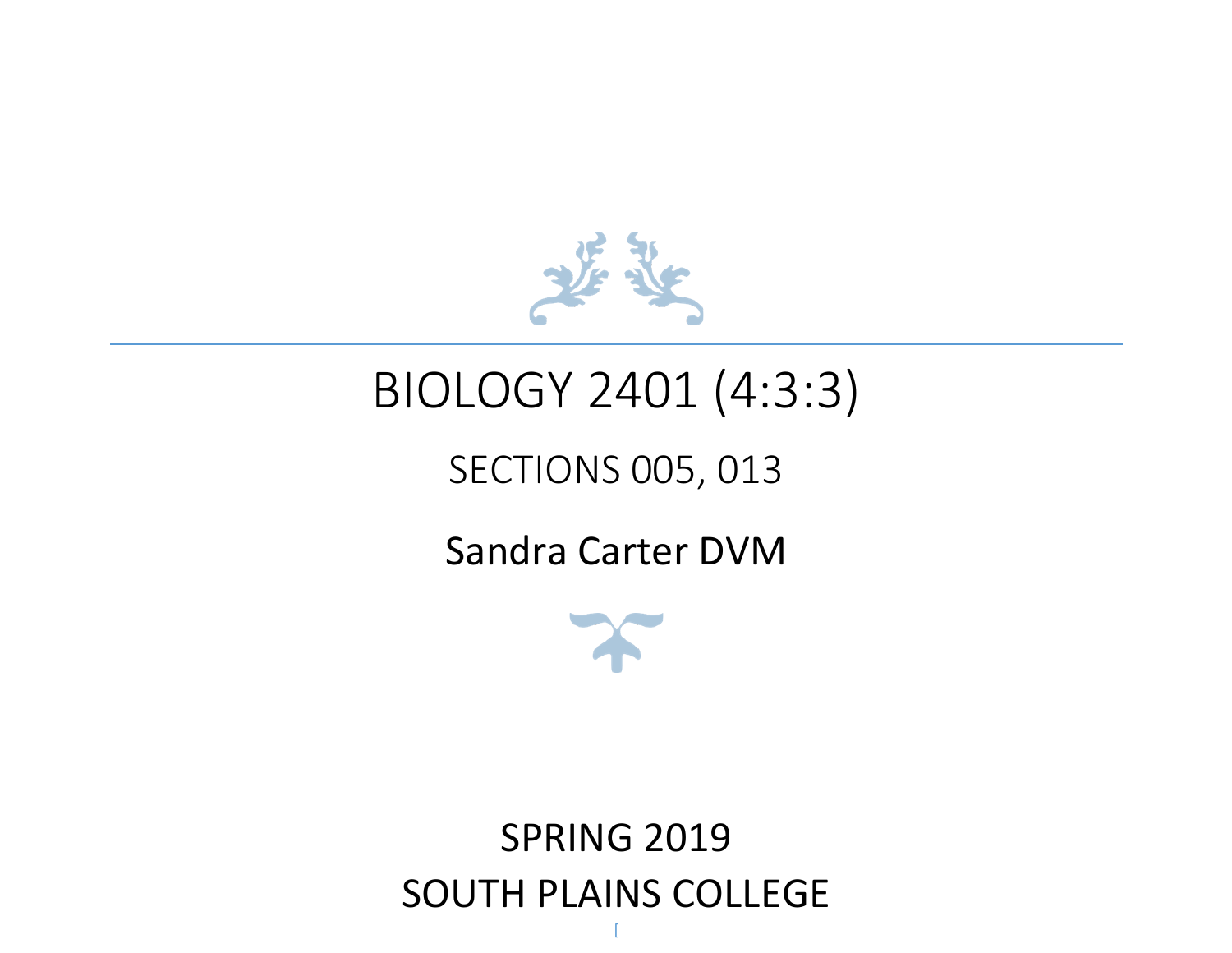# BIOLOGY 2401 (4:3:3)

## SECTIONS 005, 013

Sandra Carter DVM

SPRING 2019
SOUTH PLAINS COLLEGE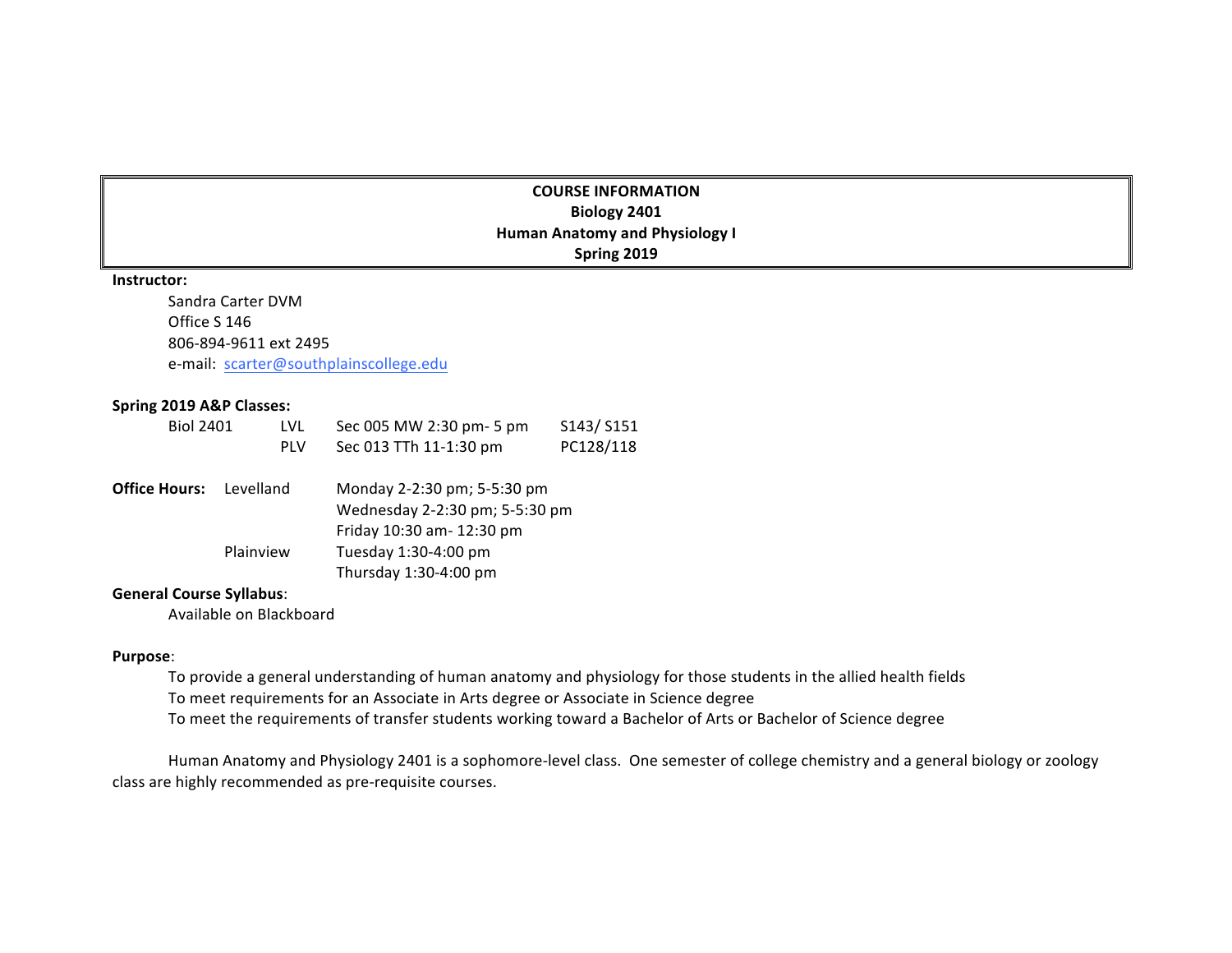# COURSE INFORMATION
## Biology 2401
## Human Anatomy and Physiology I
## Spring 2019

**Instructor:**

Sandra Carter DVM
Office S 146
806-894-9611 ext 2495
e-mail: scarter@southplainscollege.edu

**Spring 2019 A&P Classes:**

| | | | |
|---|---|---|---|
| Biol 2401 | LVL | Sec 005 MW 2:30 pm- 5 pm | S143/ S151 |
| | PLV | Sec 013 TTh 11-1:30 pm | PC128/118 |

| **Office Hours:** | | |
|---|---|---|
| | Levelland | Monday 2-2:30 pm; 5-5:30 pm |
| | | Wednesday 2-2:30 pm; 5-5:30 pm |
| | | Friday 10:30 am- 12:30 pm |
| | Plainview | Tuesday 1:30-4:00 pm |
| | | Thursday 1:30-4:00 pm |

**General Course Syllabus**:

Available on Blackboard

**Purpose**:

To provide a general understanding of human anatomy and physiology for those students in the allied health fields
To meet requirements for an Associate in Arts degree or Associate in Science degree
To meet the requirements of transfer students working toward a Bachelor of Arts or Bachelor of Science degree

Human Anatomy and Physiology 2401 is a sophomore-level class. One semester of college chemistry and a general biology or zoology class are highly recommended as pre-requisite courses.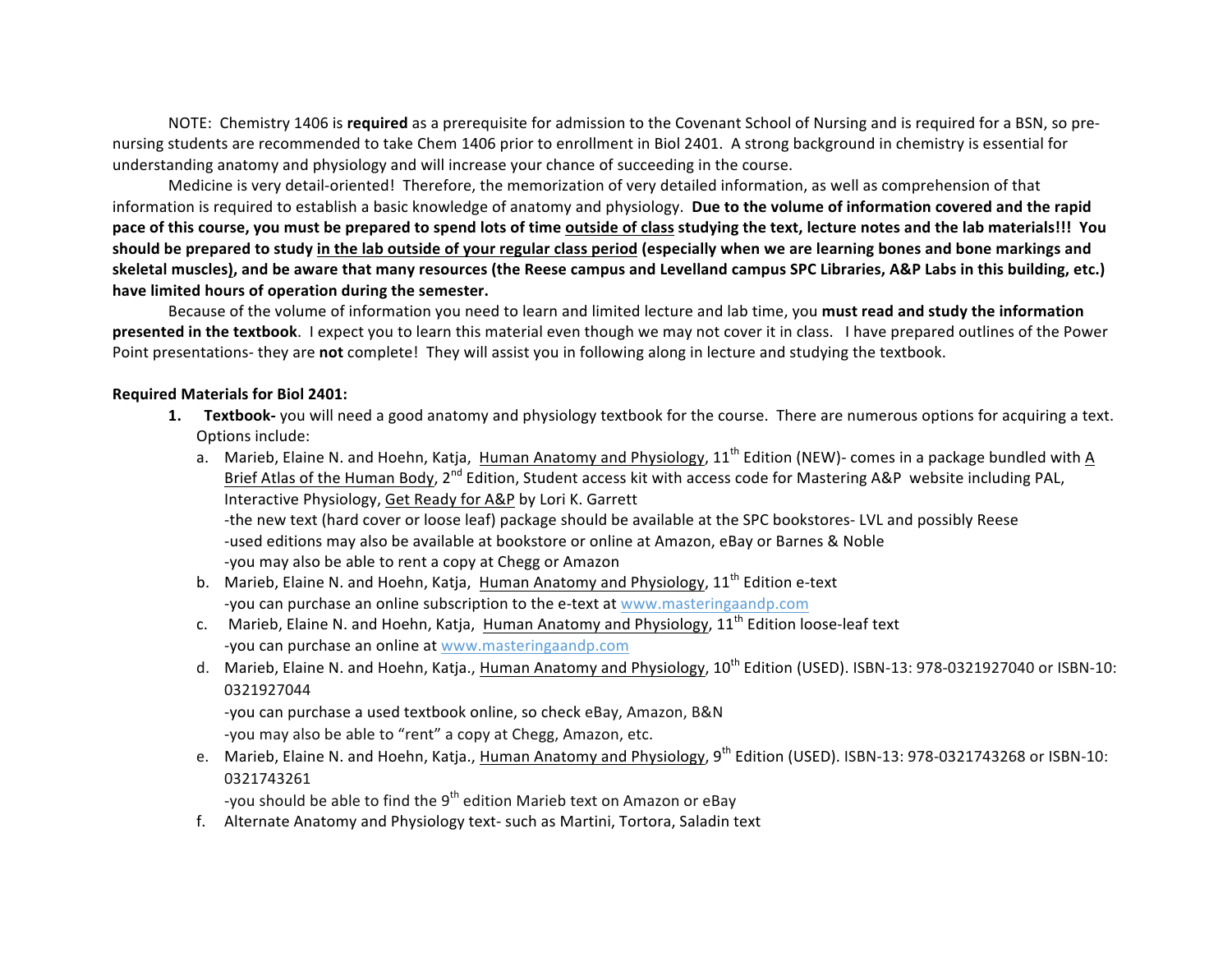NOTE: Chemistry 1406 is **required** as a prerequisite for admission to the Covenant School of Nursing and is required for a BSN, so pre-nursing students are recommended to take Chem 1406 prior to enrollment in Biol 2401. A strong background in chemistry is essential for understanding anatomy and physiology and will increase your chance of succeeding in the course.

Medicine is very detail-oriented! Therefore, the memorization of very detailed information, as well as comprehension of that information is required to establish a basic knowledge of anatomy and physiology. **Due to the volume of information covered and the rapid pace of this course, you must be prepared to spend lots of time <u>outside of class</u> studying the text, lecture notes and the lab materials!!! You should be prepared to study <u>in the lab outside of your regular class period</u> (especially when we are learning bones and bone markings and skeletal muscles), and be aware that many resources (the Reese campus and Levelland campus SPC Libraries, A&P Labs in this building, etc.) have limited hours of operation during the semester.**

Because of the volume of information you need to learn and limited lecture and lab time, you **must read and study the information presented in the textbook**. I expect you to learn this material even though we may not cover it in class. I have prepared outlines of the Power Point presentations- they are **not** complete! They will assist you in following along in lecture and studying the textbook.

**Required Materials for Biol 2401:**

1. **Textbook-** you will need a good anatomy and physiology textbook for the course. There are numerous options for acquiring a text. Options include:
   a. Marieb, Elaine N. and Hoehn, Katja, <u>Human Anatomy and Physiology</u>, 11th Edition (NEW)- comes in a package bundled with <u>A Brief Atlas of the Human Body</u>, 2nd Edition, Student access kit with access code for Mastering A&P website including PAL, Interactive Physiology, <u>Get Ready for A&P</u> by Lori K. Garrett
   -the new text (hard cover or loose leaf) package should be available at the SPC bookstores- LVL and possibly Reese
   -used editions may also be available at bookstore or online at Amazon, eBay or Barnes & Noble
   -you may also be able to rent a copy at Chegg or Amazon
   b. Marieb, Elaine N. and Hoehn, Katja, <u>Human Anatomy and Physiology</u>, 11th Edition e-text
   -you can purchase an online subscription to the e-text at www.masteringaandp.com
   c. Marieb, Elaine N. and Hoehn, Katja, <u>Human Anatomy and Physiology</u>, 11th Edition loose-leaf text
   -you can purchase an online at www.masteringaandp.com
   d. Marieb, Elaine N. and Hoehn, Katja., <u>Human Anatomy and Physiology</u>, 10th Edition (USED). ISBN-13: 978-0321927040 or ISBN-10: 0321927044
   -you can purchase a used textbook online, so check eBay, Amazon, B&N
   -you may also be able to "rent" a copy at Chegg, Amazon, etc.
   e. Marieb, Elaine N. and Hoehn, Katja., <u>Human Anatomy and Physiology</u>, 9th Edition (USED). ISBN-13: 978-0321743268 or ISBN-10: 0321743261
   -you should be able to find the 9th edition Marieb text on Amazon or eBay
   f. Alternate Anatomy and Physiology text- such as Martini, Tortora, Saladin text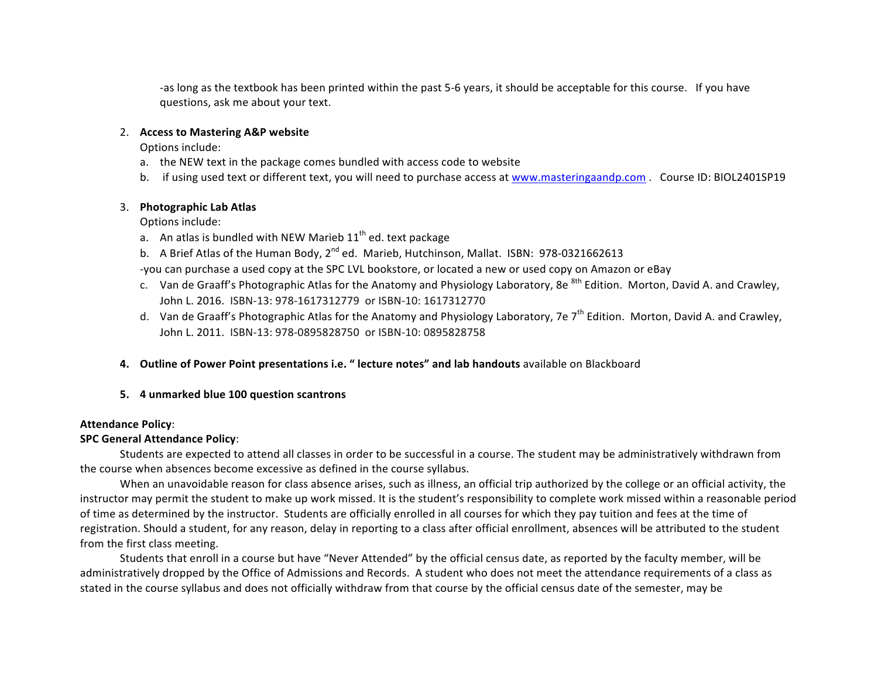-as long as the textbook has been printed within the past 5-6 years, it should be acceptable for this course. If you have questions, ask me about your text.

2. **Access to Mastering A&P website**
   Options include:
   a. the NEW text in the package comes bundled with access code to website
   b. if using used text or different text, you will need to purchase access at www.masteringaandp.com . Course ID: BIOL2401SP19

3. **Photographic Lab Atlas**
   Options include:
   a. An atlas is bundled with NEW Marieb 11th ed. text package
   b. A Brief Atlas of the Human Body, 2nd ed. Marieb, Hutchinson, Mallat. ISBN: 978-0321662613
   -you can purchase a used copy at the SPC LVL bookstore, or located a new or used copy on Amazon or eBay
   c. Van de Graaff's Photographic Atlas for the Anatomy and Physiology Laboratory, 8e 8th Edition. Morton, David A. and Crawley, John L. 2016. ISBN-13: 978-1617312779 or ISBN-10: 1617312770
   d. Van de Graaff's Photographic Atlas for the Anatomy and Physiology Laboratory, 7e 7th Edition. Morton, David A. and Crawley, John L. 2011. ISBN-13: 978-0895828750 or ISBN-10: 0895828758

4. **Outline of Power Point presentations i.e. " lecture notes" and lab handouts** available on Blackboard

5. **4 unmarked blue 100 question scantrons**

**Attendance Policy**:

**SPC General Attendance Policy**:

Students are expected to attend all classes in order to be successful in a course. The student may be administratively withdrawn from the course when absences become excessive as defined in the course syllabus.

When an unavoidable reason for class absence arises, such as illness, an official trip authorized by the college or an official activity, the instructor may permit the student to make up work missed. It is the student's responsibility to complete work missed within a reasonable period of time as determined by the instructor. Students are officially enrolled in all courses for which they pay tuition and fees at the time of registration. Should a student, for any reason, delay in reporting to a class after official enrollment, absences will be attributed to the student from the first class meeting.

Students that enroll in a course but have "Never Attended" by the official census date, as reported by the faculty member, will be administratively dropped by the Office of Admissions and Records. A student who does not meet the attendance requirements of a class as stated in the course syllabus and does not officially withdraw from that course by the official census date of the semester, may be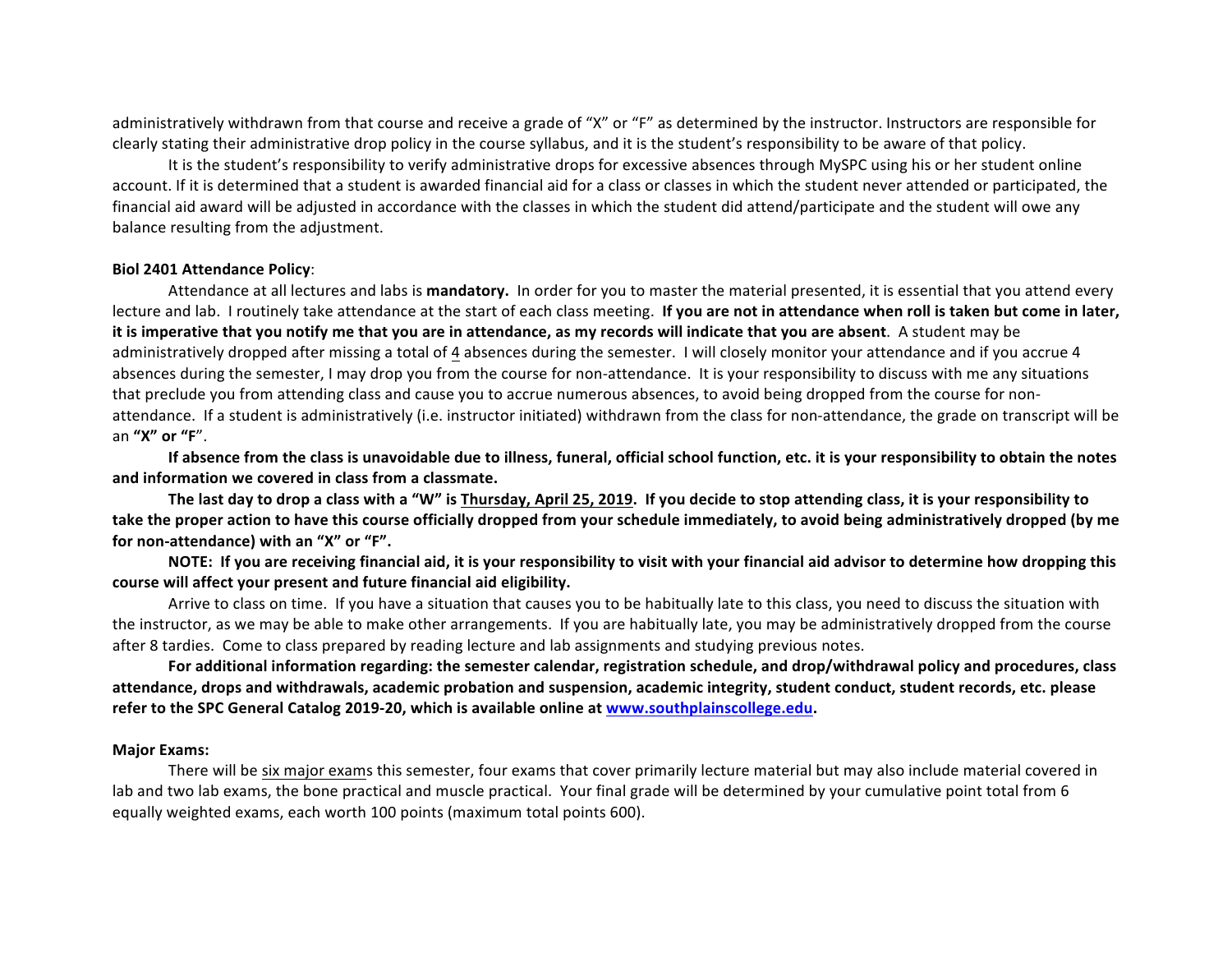administratively withdrawn from that course and receive a grade of "X" or "F" as determined by the instructor. Instructors are responsible for clearly stating their administrative drop policy in the course syllabus, and it is the student's responsibility to be aware of that policy.

It is the student's responsibility to verify administrative drops for excessive absences through MySPC using his or her student online account. If it is determined that a student is awarded financial aid for a class or classes in which the student never attended or participated, the financial aid award will be adjusted in accordance with the classes in which the student did attend/participate and the student will owe any balance resulting from the adjustment.

**Biol 2401 Attendance Policy**:

Attendance at all lectures and labs is **mandatory.** In order for you to master the material presented, it is essential that you attend every lecture and lab. I routinely take attendance at the start of each class meeting. **If you are not in attendance when roll is taken but come in later, it is imperative that you notify me that you are in attendance, as my records will indicate that you are absent**. A student may be administratively dropped after missing a total of 4 absences during the semester. I will closely monitor your attendance and if you accrue 4 absences during the semester, I may drop you from the course for non-attendance. It is your responsibility to discuss with me any situations that preclude you from attending class and cause you to accrue numerous absences, to avoid being dropped from the course for non-attendance. If a student is administratively (i.e. instructor initiated) withdrawn from the class for non-attendance, the grade on transcript will be an **"X" or "F"**.

**If absence from the class is unavoidable due to illness, funeral, official school function, etc. it is your responsibility to obtain the notes and information we covered in class from a classmate.**

**The last day to drop a class with a "W" is Thursday, April 25, 2019. If you decide to stop attending class, it is your responsibility to take the proper action to have this course officially dropped from your schedule immediately, to avoid being administratively dropped (by me for non-attendance) with an "X" or "F".**

**NOTE: If you are receiving financial aid, it is your responsibility to visit with your financial aid advisor to determine how dropping this course will affect your present and future financial aid eligibility.**

Arrive to class on time. If you have a situation that causes you to be habitually late to this class, you need to discuss the situation with the instructor, as we may be able to make other arrangements. If you are habitually late, you may be administratively dropped from the course after 8 tardies. Come to class prepared by reading lecture and lab assignments and studying previous notes.

**For additional information regarding: the semester calendar, registration schedule, and drop/withdrawal policy and procedures, class attendance, drops and withdrawals, academic probation and suspension, academic integrity, student conduct, student records, etc. please refer to the SPC General Catalog 2019-20, which is available online at [www.southplainscollege.edu](http://www.southplainscollege.edu).**

**Major Exams:**

There will be six major exams this semester, four exams that cover primarily lecture material but may also include material covered in lab and two lab exams, the bone practical and muscle practical. Your final grade will be determined by your cumulative point total from 6 equally weighted exams, each worth 100 points (maximum total points 600).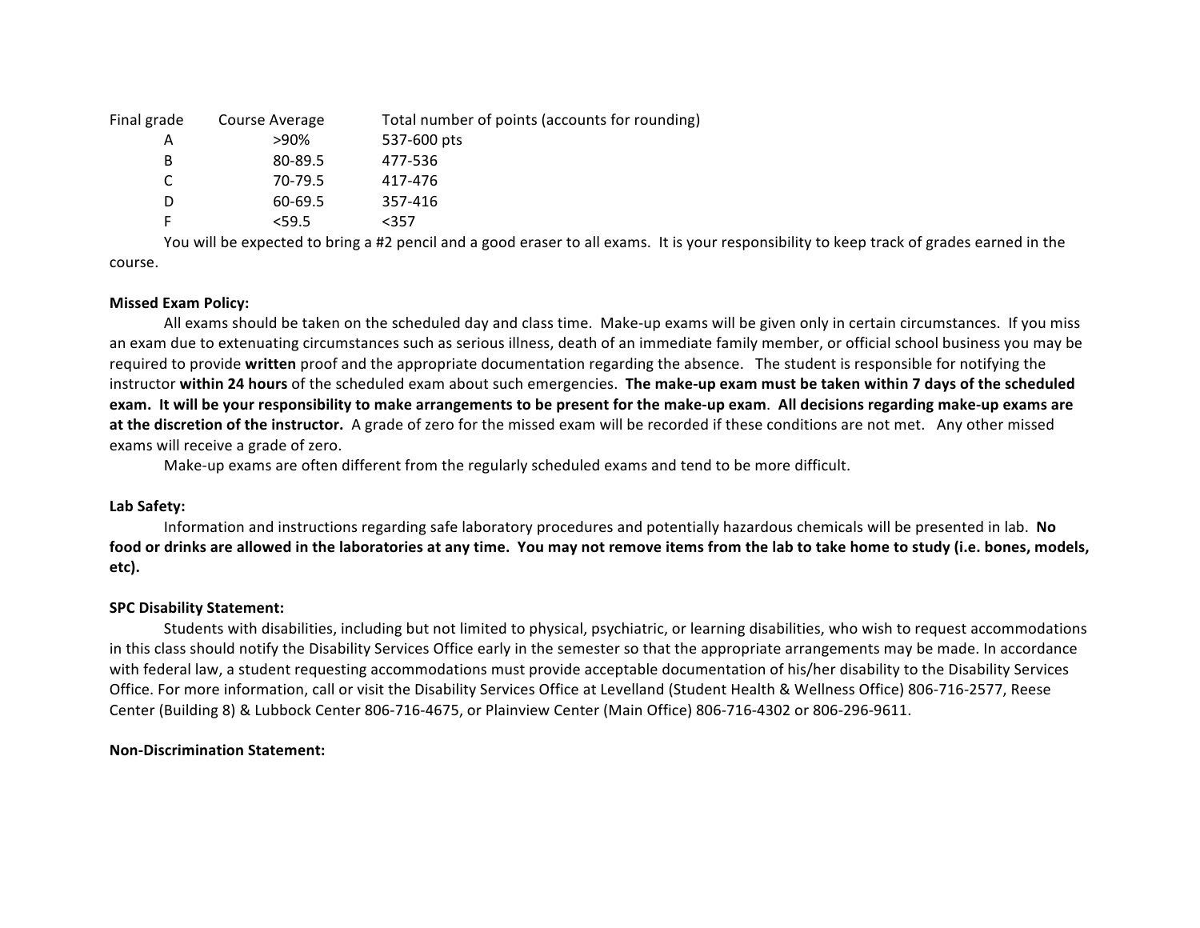| Final grade | Course Average | Total number of points (accounts for rounding) |
|---|---|---|
| A | >90% | 537-600 pts |
| B | 80-89.5 | 477-536 |
| C | 70-79.5 | 417-476 |
| D | 60-69.5 | 357-416 |
| F | <59.5 | <357 |

You will be expected to bring a #2 pencil and a good eraser to all exams. It is your responsibility to keep track of grades earned in the course.

**Missed Exam Policy:**

All exams should be taken on the scheduled day and class time. Make-up exams will be given only in certain circumstances. If you miss an exam due to extenuating circumstances such as serious illness, death of an immediate family member, or official school business you may be required to provide **written** proof and the appropriate documentation regarding the absence. The student is responsible for notifying the instructor **within 24 hours** of the scheduled exam about such emergencies. **The make-up exam must be taken within 7 days of the scheduled exam. It will be your responsibility to make arrangements to be present for the make-up exam**. **All decisions regarding make-up exams are at the discretion of the instructor.** A grade of zero for the missed exam will be recorded if these conditions are not met. Any other missed exams will receive a grade of zero.

Make-up exams are often different from the regularly scheduled exams and tend to be more difficult.

**Lab Safety:**

Information and instructions regarding safe laboratory procedures and potentially hazardous chemicals will be presented in lab. **No food or drinks are allowed in the laboratories at any time. You may not remove items from the lab to take home to study (i.e. bones, models, etc).**

**SPC Disability Statement:**

Students with disabilities, including but not limited to physical, psychiatric, or learning disabilities, who wish to request accommodations in this class should notify the Disability Services Office early in the semester so that the appropriate arrangements may be made. In accordance with federal law, a student requesting accommodations must provide acceptable documentation of his/her disability to the Disability Services Office. For more information, call or visit the Disability Services Office at Levelland (Student Health & Wellness Office) 806-716-2577, Reese Center (Building 8) & Lubbock Center 806-716-4675, or Plainview Center (Main Office) 806-716-4302 or 806-296-9611.

**Non-Discrimination Statement:**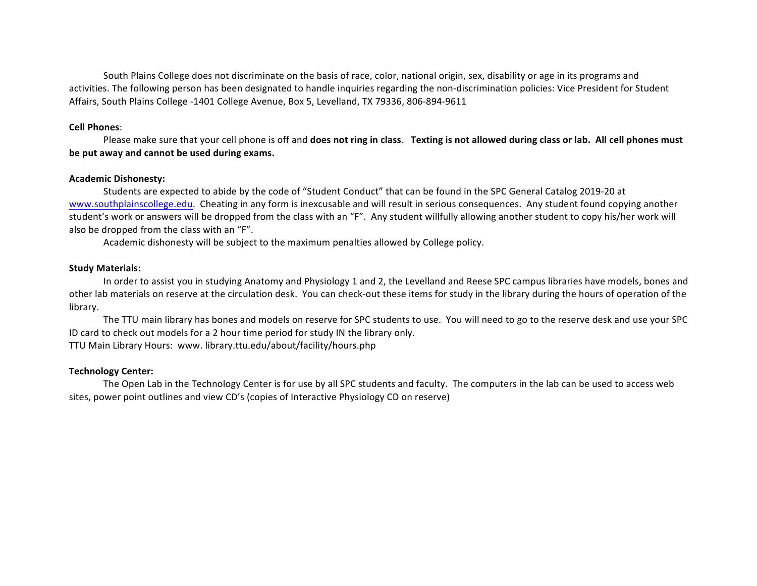South Plains College does not discriminate on the basis of race, color, national origin, sex, disability or age in its programs and activities. The following person has been designated to handle inquiries regarding the non-discrimination policies: Vice President for Student Affairs, South Plains College -1401 College Avenue, Box 5, Levelland, TX 79336, 806-894-9611

**Cell Phones**:

Please make sure that your cell phone is off and **does not ring in class**. **Texting is not allowed during class or lab. All cell phones must be put away and cannot be used during exams.**

**Academic Dishonesty:**

Students are expected to abide by the code of "Student Conduct" that can be found in the SPC General Catalog 2019-20 at www.southplainscollege.edu. Cheating in any form is inexcusable and will result in serious consequences. Any student found copying another student's work or answers will be dropped from the class with an "F". Any student willfully allowing another student to copy his/her work will also be dropped from the class with an "F".

Academic dishonesty will be subject to the maximum penalties allowed by College policy.

**Study Materials:**

In order to assist you in studying Anatomy and Physiology 1 and 2, the Levelland and Reese SPC campus libraries have models, bones and other lab materials on reserve at the circulation desk. You can check-out these items for study in the library during the hours of operation of the library.

The TTU main library has bones and models on reserve for SPC students to use. You will need to go to the reserve desk and use your SPC ID card to check out models for a 2 hour time period for study IN the library only.

TTU Main Library Hours: www. library.ttu.edu/about/facility/hours.php

**Technology Center:**

The Open Lab in the Technology Center is for use by all SPC students and faculty. The computers in the lab can be used to access web sites, power point outlines and view CD's (copies of Interactive Physiology CD on reserve)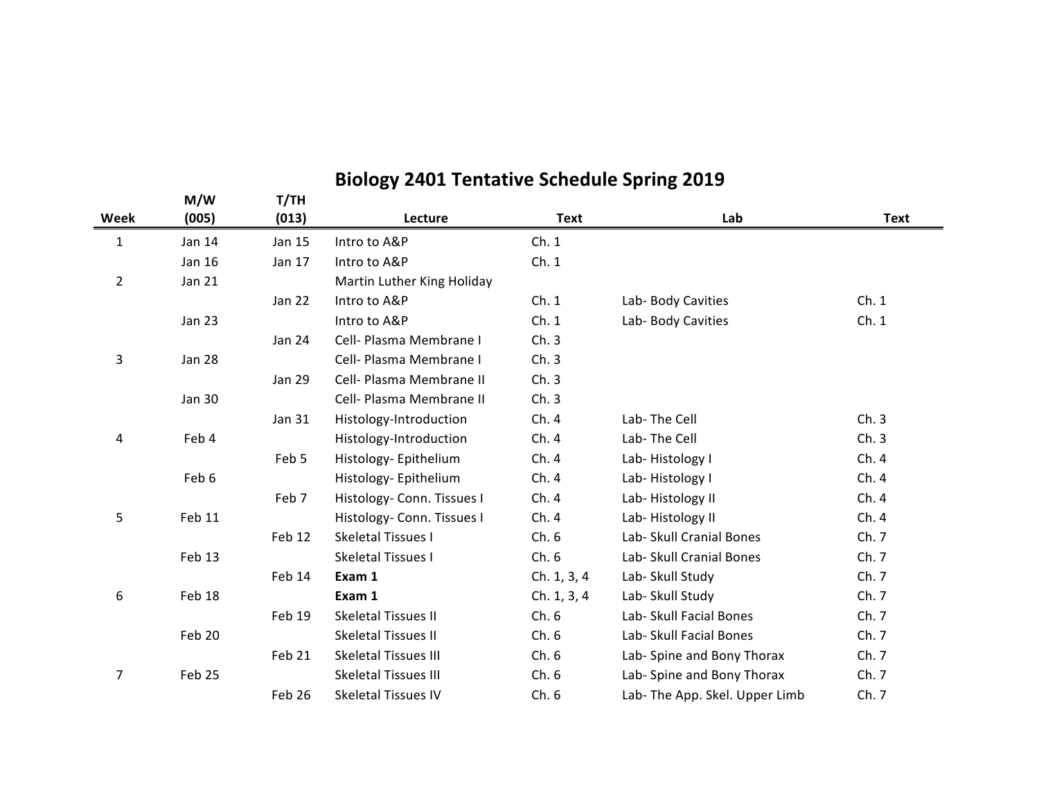# Biology 2401 Tentative Schedule Spring 2019

| Week | M/W (005) | T/TH (013) | Lecture | Text | Lab | Text |
|---|---|---|---|---|---|---|
| 1 | Jan 14 | Jan 15 | Intro to A&P | Ch. 1 | | |
| | Jan 16 | Jan 17 | Intro to A&P | Ch. 1 | | |
| 2 | Jan 21 | | Martin Luther King Holiday | | | |
| | | Jan 22 | Intro to A&P | Ch. 1 | Lab- Body Cavities | Ch. 1 |
| | Jan 23 | | Intro to A&P | Ch. 1 | Lab- Body Cavities | Ch. 1 |
| | | Jan 24 | Cell- Plasma Membrane I | Ch. 3 | | |
| 3 | Jan 28 | | Cell- Plasma Membrane I | Ch. 3 | | |
| | | Jan 29 | Cell- Plasma Membrane II | Ch. 3 | | |
| | Jan 30 | | Cell- Plasma Membrane II | Ch. 3 | | |
| | | Jan 31 | Histology-Introduction | Ch. 4 | Lab- The Cell | Ch. 3 |
| 4 | Feb 4 | | Histology-Introduction | Ch. 4 | Lab- The Cell | Ch. 3 |
| | | Feb 5 | Histology- Epithelium | Ch. 4 | Lab- Histology I | Ch. 4 |
| | Feb 6 | | Histology- Epithelium | Ch. 4 | Lab- Histology I | Ch. 4 |
| | | Feb 7 | Histology- Conn. Tissues I | Ch. 4 | Lab- Histology II | Ch. 4 |
| 5 | Feb 11 | | Histology- Conn. Tissues I | Ch. 4 | Lab- Histology II | Ch. 4 |
| | | Feb 12 | Skeletal Tissues I | Ch. 6 | Lab- Skull Cranial Bones | Ch. 7 |
| | Feb 13 | | Skeletal Tissues I | Ch. 6 | Lab- Skull Cranial Bones | Ch. 7 |
| | | Feb 14 | **Exam 1** | Ch. 1, 3, 4 | Lab- Skull Study | Ch. 7 |
| 6 | Feb 18 | | **Exam 1** | Ch. 1, 3, 4 | Lab- Skull Study | Ch. 7 |
| | | Feb 19 | Skeletal Tissues II | Ch. 6 | Lab- Skull Facial Bones | Ch. 7 |
| | Feb 20 | | Skeletal Tissues II | Ch. 6 | Lab- Skull Facial Bones | Ch. 7 |
| | | Feb 21 | Skeletal Tissues III | Ch. 6 | Lab- Spine and Bony Thorax | Ch. 7 |
| 7 | Feb 25 | | Skeletal Tissues III | Ch. 6 | Lab- Spine and Bony Thorax | Ch. 7 |
| | | Feb 26 | Skeletal Tissues IV | Ch. 6 | Lab- The App. Skel. Upper Limb | Ch. 7 |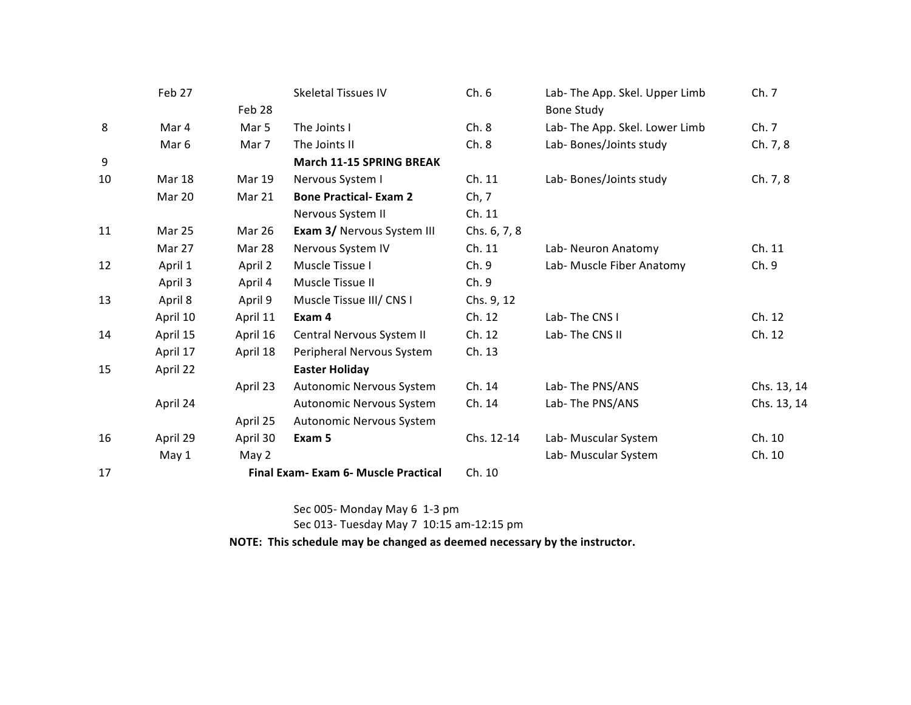| | | | | | | |
|---|---|---|---|---|---|---|
| | Feb 27 | | Skeletal Tissues IV | Ch. 6 | Lab- The App. Skel. Upper Limb | Ch. 7 |
| | | Feb 28 | | | Bone Study | |
| 8 | Mar 4 | Mar 5 | The Joints I | Ch. 8 | Lab- The App. Skel. Lower Limb | Ch. 7 |
| | Mar 6 | Mar 7 | The Joints II | Ch. 8 | Lab- Bones/Joints study | Ch. 7, 8 |
| 9 | | | **March 11-15 SPRING BREAK** | | | |
| 10 | Mar 18 | Mar 19 | Nervous System I | Ch. 11 | Lab- Bones/Joints study | Ch. 7, 8 |
| | Mar 20 | Mar 21 | **Bone Practical- Exam 2** | Ch, 7 | | |
| | | | Nervous System II | Ch. 11 | | |
| 11 | Mar 25 | Mar 26 | **Exam 3/** Nervous System III | Chs. 6, 7, 8 | | |
| | Mar 27 | Mar 28 | Nervous System IV | Ch. 11 | Lab- Neuron Anatomy | Ch. 11 |
| 12 | April 1 | April 2 | Muscle Tissue I | Ch. 9 | Lab- Muscle Fiber Anatomy | Ch. 9 |
| | April 3 | April 4 | Muscle Tissue II | Ch. 9 | | |
| 13 | April 8 | April 9 | Muscle Tissue III/ CNS I | Chs. 9, 12 | | |
| | April 10 | April 11 | **Exam 4** | Ch. 12 | Lab- The CNS I | Ch. 12 |
| 14 | April 15 | April 16 | Central Nervous System II | Ch. 12 | Lab- The CNS II | Ch. 12 |
| | April 17 | April 18 | Peripheral Nervous System | Ch. 13 | | |
| 15 | April 22 | | **Easter Holiday** | | | |
| | | April 23 | Autonomic Nervous System | Ch. 14 | Lab- The PNS/ANS | Chs. 13, 14 |
| | April 24 | | Autonomic Nervous System | Ch. 14 | Lab- The PNS/ANS | Chs. 13, 14 |
| | | April 25 | Autonomic Nervous System | | | |
| 16 | April 29 | April 30 | **Exam 5** | Chs. 12-14 | Lab- Muscular System | Ch. 10 |
| | May 1 | May 2 | | | Lab- Muscular System | Ch. 10 |
| 17 | | | **Final Exam- Exam 6- Muscle Practical** | Ch. 10 | | |

Sec 005- Monday May 6 1-3 pm
Sec 013- Tuesday May 7 10:15 am-12:15 pm

**NOTE: This schedule may be changed as deemed necessary by the instructor.**